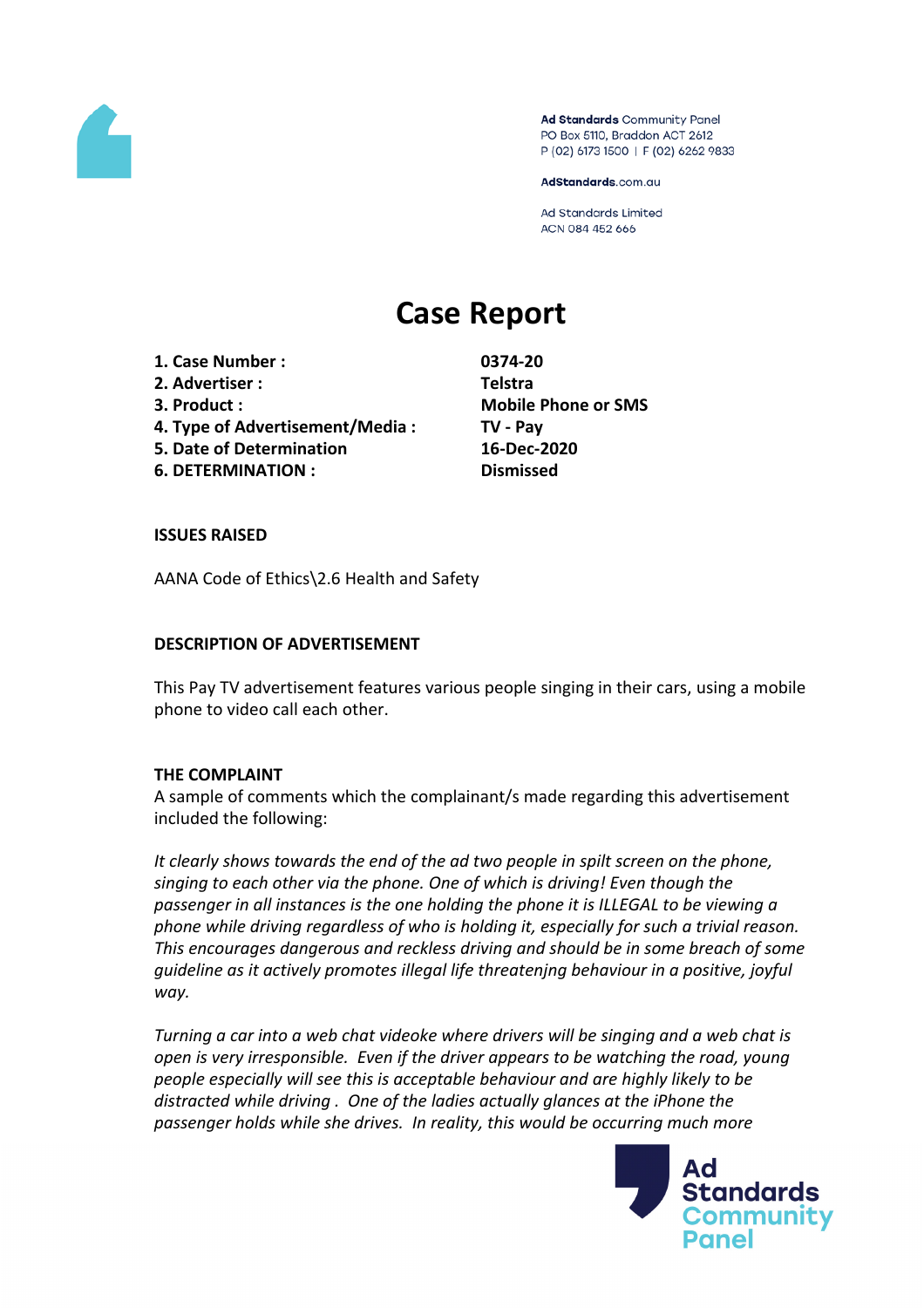Ad Standards Community Panel
PO Box 5110, Braddon ACT 2612
P (02) 6173 1500 | F (02) 6262 9833

AdStandards.com.au

Ad Standards Limited
ACN 084 452 666

# Case Report

| | |
|---|---|
| **1. Case Number :** | **0374-20** |
| **2. Advertiser :** | **Telstra** |
| **3. Product :** | **Mobile Phone or SMS** |
| **4. Type of Advertisement/Media :** | **TV - Pay** |
| **5. Date of Determination** | **16-Dec-2020** |
| **6. DETERMINATION :** | **Dismissed** |

## ISSUES RAISED

AANA Code of Ethics\2.6 Health and Safety

## DESCRIPTION OF ADVERTISEMENT

This Pay TV advertisement features various people singing in their cars, using a mobile phone to video call each other.

## THE COMPLAINT

A sample of comments which the complainant/s made regarding this advertisement included the following:

*It clearly shows towards the end of the ad two people in spilt screen on the phone, singing to each other via the phone. One of which is driving! Even though the passenger in all instances is the one holding the phone it is ILLEGAL to be viewing a phone while driving regardless of who is holding it, especially for such a trivial reason. This encourages dangerous and reckless driving and should be in some breach of some guideline as it actively promotes illegal life threatenjng behaviour in a positive, joyful way.*

*Turning a car into a web chat videoke where drivers will be singing and a web chat is open is very irresponsible. Even if the driver appears to be watching the road, young people especially will see this is acceptable behaviour and are highly likely to be distracted while driving . One of the ladies actually glances at the iPhone the passenger holds while she drives. In reality, this would be occurring much more*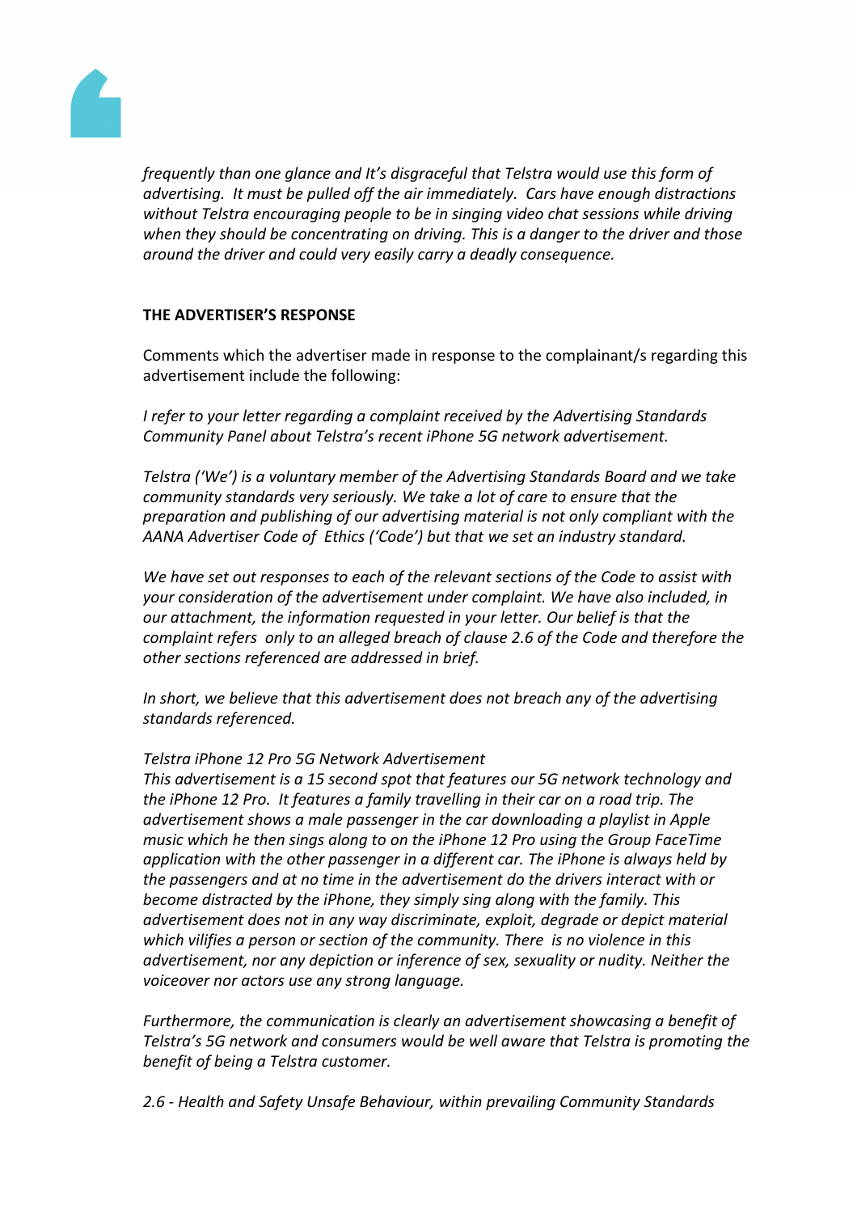*frequently than one glance and It's disgraceful that Telstra would use this form of advertising. It must be pulled off the air immediately. Cars have enough distractions without Telstra encouraging people to be in singing video chat sessions while driving when they should be concentrating on driving. This is a danger to the driver and those around the driver and could very easily carry a deadly consequence.*

**THE ADVERTISER'S RESPONSE**

Comments which the advertiser made in response to the complainant/s regarding this advertisement include the following:

*I refer to your letter regarding a complaint received by the Advertising Standards Community Panel about Telstra's recent iPhone 5G network advertisement.*

*Telstra ('We') is a voluntary member of the Advertising Standards Board and we take community standards very seriously. We take a lot of care to ensure that the preparation and publishing of our advertising material is not only compliant with the AANA Advertiser Code of Ethics ('Code') but that we set an industry standard.*

*We have set out responses to each of the relevant sections of the Code to assist with your consideration of the advertisement under complaint. We have also included, in our attachment, the information requested in your letter. Our belief is that the complaint refers only to an alleged breach of clause 2.6 of the Code and therefore the other sections referenced are addressed in brief.*

*In short, we believe that this advertisement does not breach any of the advertising standards referenced.*

*Telstra iPhone 12 Pro 5G Network Advertisement*
*This advertisement is a 15 second spot that features our 5G network technology and the iPhone 12 Pro. It features a family travelling in their car on a road trip. The advertisement shows a male passenger in the car downloading a playlist in Apple music which he then sings along to on the iPhone 12 Pro using the Group FaceTime application with the other passenger in a different car. The iPhone is always held by the passengers and at no time in the advertisement do the drivers interact with or become distracted by the iPhone, they simply sing along with the family. This advertisement does not in any way discriminate, exploit, degrade or depict material which vilifies a person or section of the community. There is no violence in this advertisement, nor any depiction or inference of sex, sexuality or nudity. Neither the voiceover nor actors use any strong language.*

*Furthermore, the communication is clearly an advertisement showcasing a benefit of Telstra's 5G network and consumers would be well aware that Telstra is promoting the benefit of being a Telstra customer.*

*2.6 - Health and Safety Unsafe Behaviour, within prevailing Community Standards*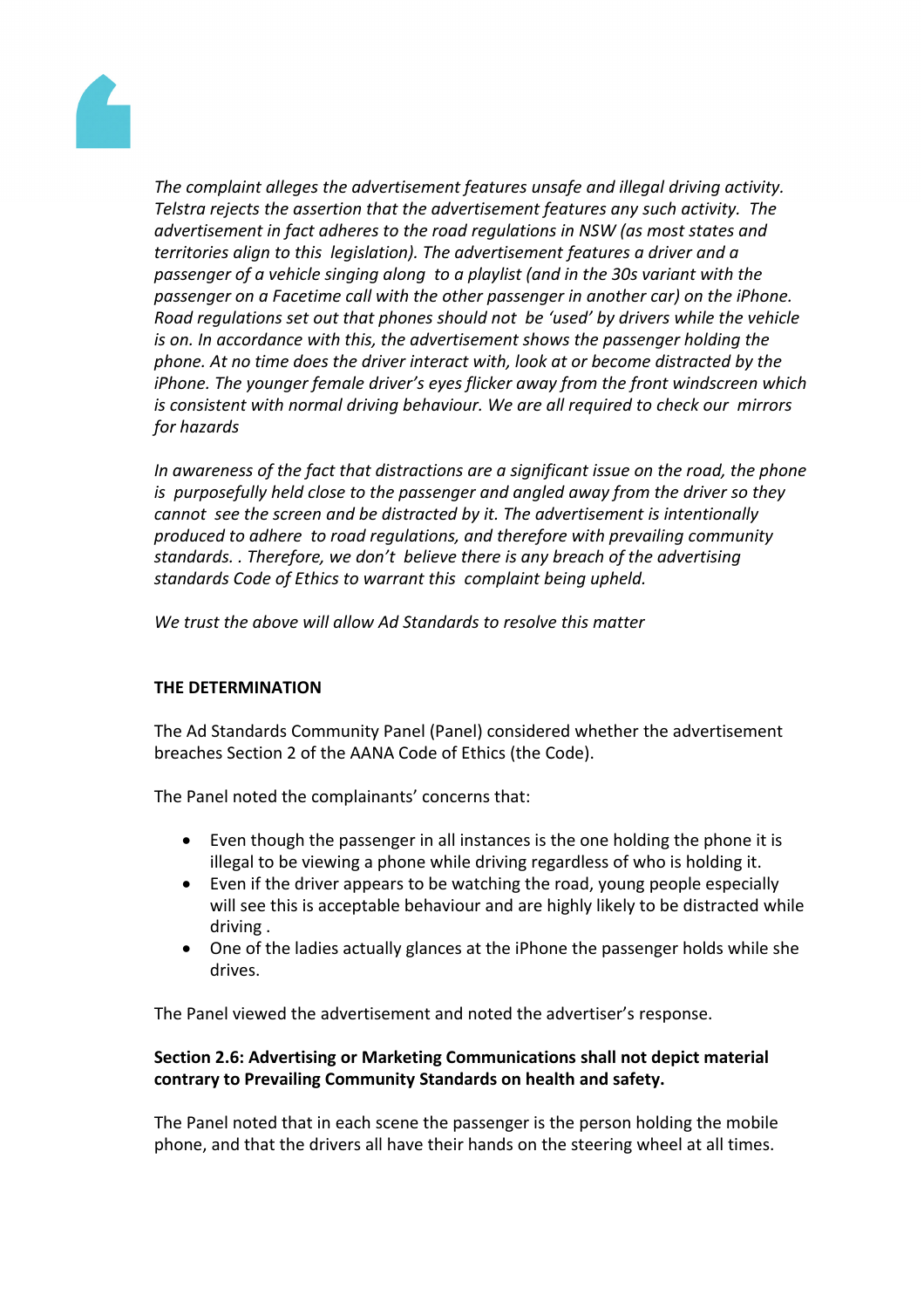*The complaint alleges the advertisement features unsafe and illegal driving activity. Telstra rejects the assertion that the advertisement features any such activity. The advertisement in fact adheres to the road regulations in NSW (as most states and territories align to this legislation). The advertisement features a driver and a passenger of a vehicle singing along to a playlist (and in the 30s variant with the passenger on a Facetime call with the other passenger in another car) on the iPhone. Road regulations set out that phones should not be 'used' by drivers while the vehicle is on. In accordance with this, the advertisement shows the passenger holding the phone. At no time does the driver interact with, look at or become distracted by the iPhone. The younger female driver's eyes flicker away from the front windscreen which is consistent with normal driving behaviour. We are all required to check our mirrors for hazards*

*In awareness of the fact that distractions are a significant issue on the road, the phone is purposefully held close to the passenger and angled away from the driver so they cannot see the screen and be distracted by it. The advertisement is intentionally produced to adhere to road regulations, and therefore with prevailing community standards. . Therefore, we don't believe there is any breach of the advertising standards Code of Ethics to warrant this complaint being upheld.*

*We trust the above will allow Ad Standards to resolve this matter*

**THE DETERMINATION**

The Ad Standards Community Panel (Panel) considered whether the advertisement breaches Section 2 of the AANA Code of Ethics (the Code).

The Panel noted the complainants' concerns that:

- Even though the passenger in all instances is the one holding the phone it is illegal to be viewing a phone while driving regardless of who is holding it.
- Even if the driver appears to be watching the road, young people especially will see this is acceptable behaviour and are highly likely to be distracted while driving .
- One of the ladies actually glances at the iPhone the passenger holds while she drives.

The Panel viewed the advertisement and noted the advertiser's response.

**Section 2.6: Advertising or Marketing Communications shall not depict material contrary to Prevailing Community Standards on health and safety.**

The Panel noted that in each scene the passenger is the person holding the mobile phone, and that the drivers all have their hands on the steering wheel at all times.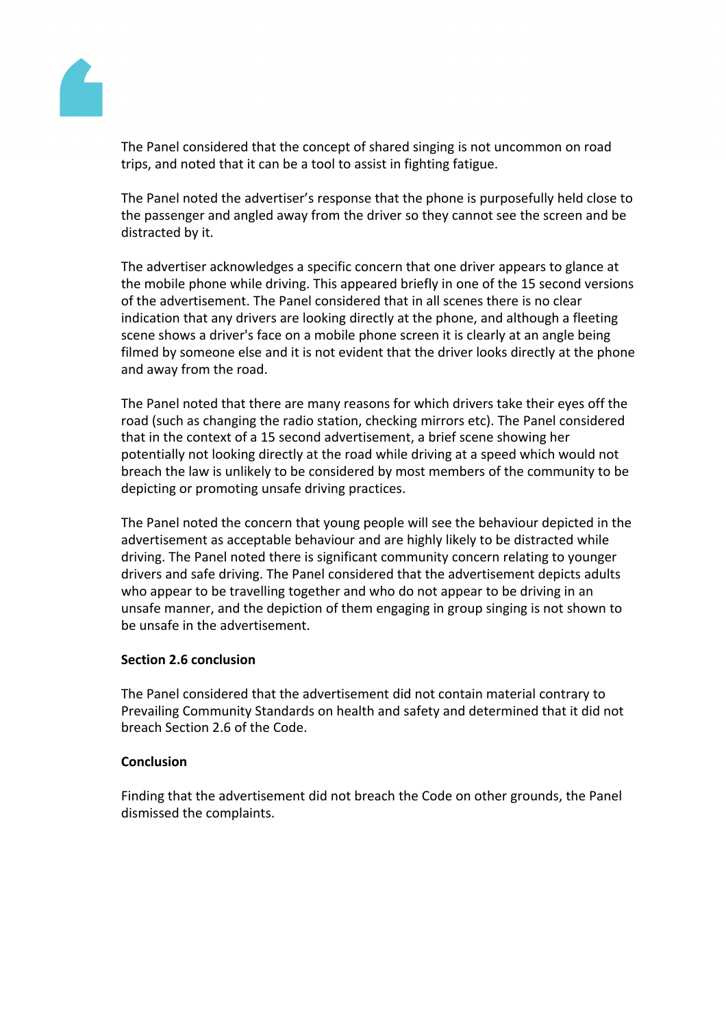The Panel considered that the concept of shared singing is not uncommon on road trips, and noted that it can be a tool to assist in fighting fatigue.

The Panel noted the advertiser's response that the phone is purposefully held close to the passenger and angled away from the driver so they cannot see the screen and be distracted by it.

The advertiser acknowledges a specific concern that one driver appears to glance at the mobile phone while driving. This appeared briefly in one of the 15 second versions of the advertisement. The Panel considered that in all scenes there is no clear indication that any drivers are looking directly at the phone, and although a fleeting scene shows a driver's face on a mobile phone screen it is clearly at an angle being filmed by someone else and it is not evident that the driver looks directly at the phone and away from the road.

The Panel noted that there are many reasons for which drivers take their eyes off the road (such as changing the radio station, checking mirrors etc). The Panel considered that in the context of a 15 second advertisement, a brief scene showing her potentially not looking directly at the road while driving at a speed which would not breach the law is unlikely to be considered by most members of the community to be depicting or promoting unsafe driving practices.

The Panel noted the concern that young people will see the behaviour depicted in the advertisement as acceptable behaviour and are highly likely to be distracted while driving. The Panel noted there is significant community concern relating to younger drivers and safe driving. The Panel considered that the advertisement depicts adults who appear to be travelling together and who do not appear to be driving in an unsafe manner, and the depiction of them engaging in group singing is not shown to be unsafe in the advertisement.

**Section 2.6 conclusion**

The Panel considered that the advertisement did not contain material contrary to Prevailing Community Standards on health and safety and determined that it did not breach Section 2.6 of the Code.

**Conclusion**

Finding that the advertisement did not breach the Code on other grounds, the Panel dismissed the complaints.